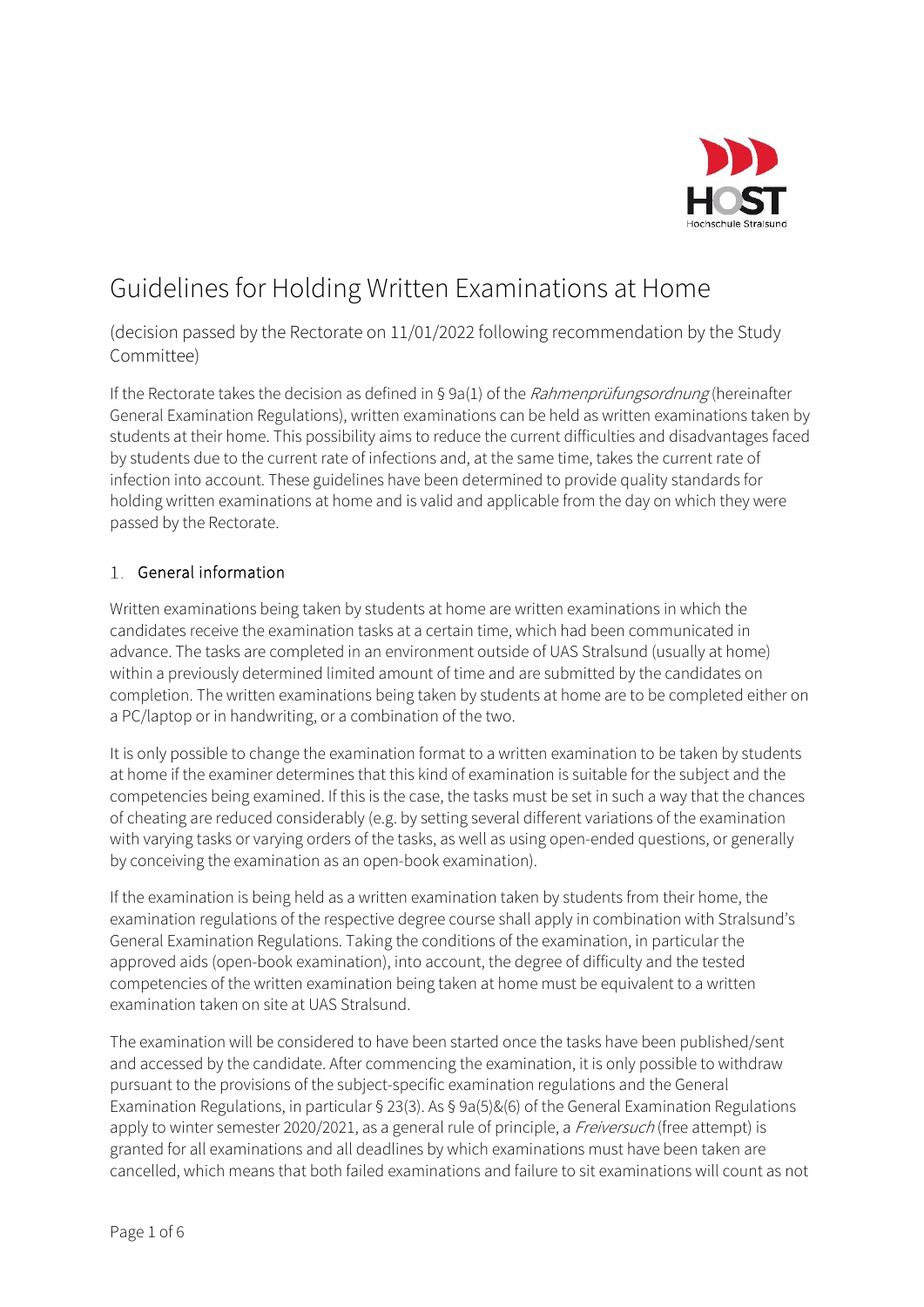# Guidelines for Holding Written Examinations at Home

(decision passed by the Rectorate on 11/01/2022 following recommendation by the Study Committee)

If the Rectorate takes the decision as defined in § 9a(1) of the *Rahmenprüfungsordnung* (hereinafter General Examination Regulations), written examinations can be held as written examinations taken by students at their home. This possibility aims to reduce the current difficulties and disadvantages faced by students due to the current rate of infections and, at the same time, takes the current rate of infection into account. These guidelines have been determined to provide quality standards for holding written examinations at home and is valid and applicable from the day on which they were passed by the Rectorate.

## 1. General information

Written examinations being taken by students at home are written examinations in which the candidates receive the examination tasks at a certain time, which had been communicated in advance. The tasks are completed in an environment outside of UAS Stralsund (usually at home) within a previously determined limited amount of time and are submitted by the candidates on completion. The written examinations being taken by students at home are to be completed either on a PC/laptop or in handwriting, or a combination of the two.

It is only possible to change the examination format to a written examination to be taken by students at home if the examiner determines that this kind of examination is suitable for the subject and the competencies being examined. If this is the case, the tasks must be set in such a way that the chances of cheating are reduced considerably (e.g. by setting several different variations of the examination with varying tasks or varying orders of the tasks, as well as using open-ended questions, or generally by conceiving the examination as an open-book examination).

If the examination is being held as a written examination taken by students from their home, the examination regulations of the respective degree course shall apply in combination with Stralsund's General Examination Regulations. Taking the conditions of the examination, in particular the approved aids (open-book examination), into account, the degree of difficulty and the tested competencies of the written examination being taken at home must be equivalent to a written examination taken on site at UAS Stralsund.

The examination will be considered to have been started once the tasks have been published/sent and accessed by the candidate. After commencing the examination, it is only possible to withdraw pursuant to the provisions of the subject-specific examination regulations and the General Examination Regulations, in particular § 23(3). As § 9a(5)&(6) of the General Examination Regulations apply to winter semester 2020/2021, as a general rule of principle, a *Freiversuch* (free attempt) is granted for all examinations and all deadlines by which examinations must have been taken are cancelled, which means that both failed examinations and failure to sit examinations will count as not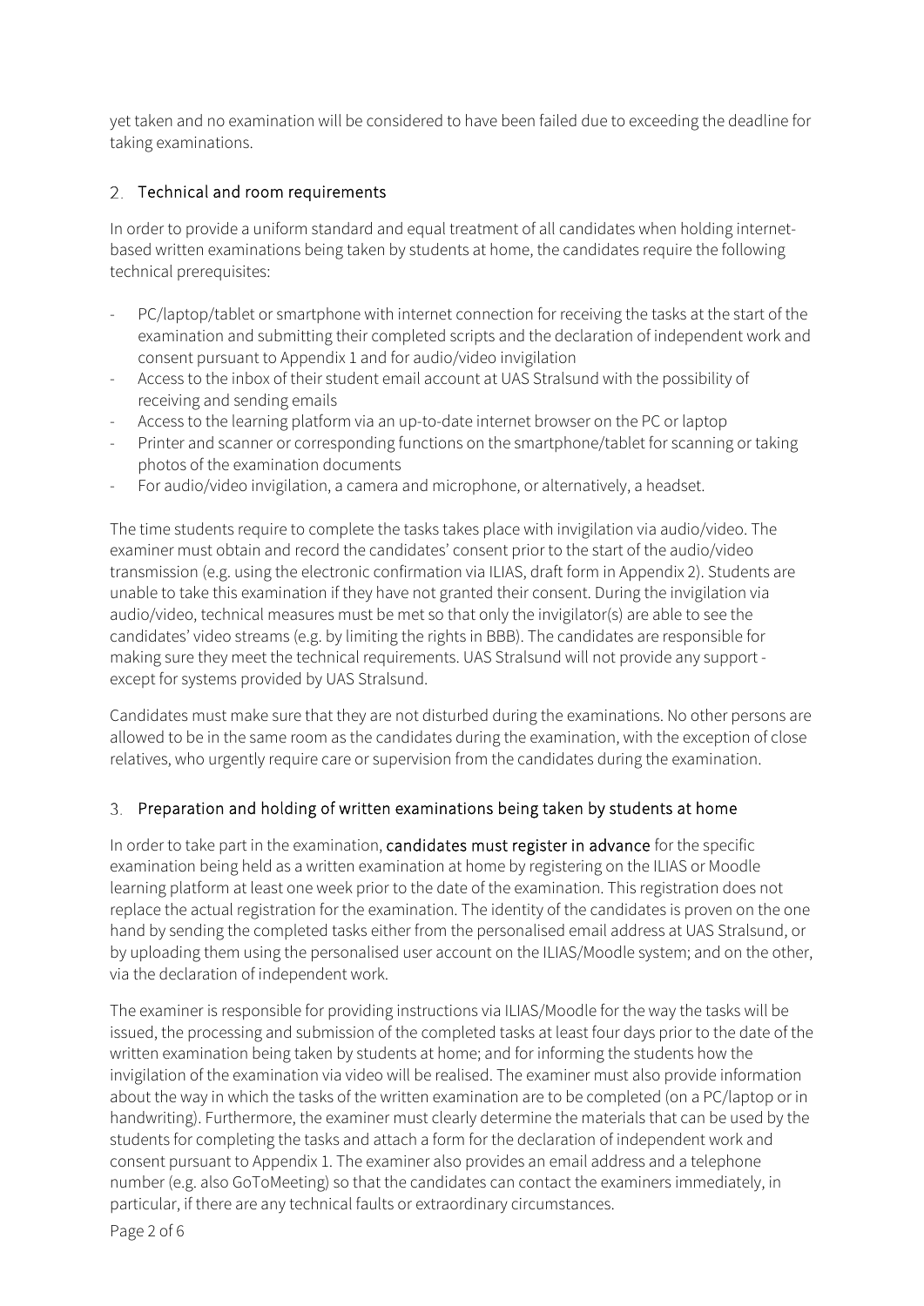yet taken and no examination will be considered to have been failed due to exceeding the deadline for taking examinations.

## 2. Technical and room requirements

In order to provide a uniform standard and equal treatment of all candidates when holding internet-based written examinations being taken by students at home, the candidates require the following technical prerequisites:

- PC/laptop/tablet or smartphone with internet connection for receiving the tasks at the start of the examination and submitting their completed scripts and the declaration of independent work and consent pursuant to Appendix 1 and for audio/video invigilation
- Access to the inbox of their student email account at UAS Stralsund with the possibility of receiving and sending emails
- Access to the learning platform via an up-to-date internet browser on the PC or laptop
- Printer and scanner or corresponding functions on the smartphone/tablet for scanning or taking photos of the examination documents
- For audio/video invigilation, a camera and microphone, or alternatively, a headset.

The time students require to complete the tasks takes place with invigilation via audio/video. The examiner must obtain and record the candidates' consent prior to the start of the audio/video transmission (e.g. using the electronic confirmation via ILIAS, draft form in Appendix 2). Students are unable to take this examination if they have not granted their consent. During the invigilation via audio/video, technical measures must be met so that only the invigilator(s) are able to see the candidates' video streams (e.g. by limiting the rights in BBB). The candidates are responsible for making sure they meet the technical requirements. UAS Stralsund will not provide any support - except for systems provided by UAS Stralsund.

Candidates must make sure that they are not disturbed during the examinations. No other persons are allowed to be in the same room as the candidates during the examination, with the exception of close relatives, who urgently require care or supervision from the candidates during the examination.

## 3. Preparation and holding of written examinations being taken by students at home

In order to take part in the examination, **candidates must register in advance** for the specific examination being held as a written examination at home by registering on the ILIAS or Moodle learning platform at least one week prior to the date of the examination. This registration does not replace the actual registration for the examination. The identity of the candidates is proven on the one hand by sending the completed tasks either from the personalised email address at UAS Stralsund, or by uploading them using the personalised user account on the ILIAS/Moodle system; and on the other, via the declaration of independent work.

The examiner is responsible for providing instructions via ILIAS/Moodle for the way the tasks will be issued, the processing and submission of the completed tasks at least four days prior to the date of the written examination being taken by students at home; and for informing the students how the invigilation of the examination via video will be realised. The examiner must also provide information about the way in which the tasks of the written examination are to be completed (on a PC/laptop or in handwriting). Furthermore, the examiner must clearly determine the materials that can be used by the students for completing the tasks and attach a form for the declaration of independent work and consent pursuant to Appendix 1. The examiner also provides an email address and a telephone number (e.g. also GoToMeeting) so that the candidates can contact the examiners immediately, in particular, if there are any technical faults or extraordinary circumstances.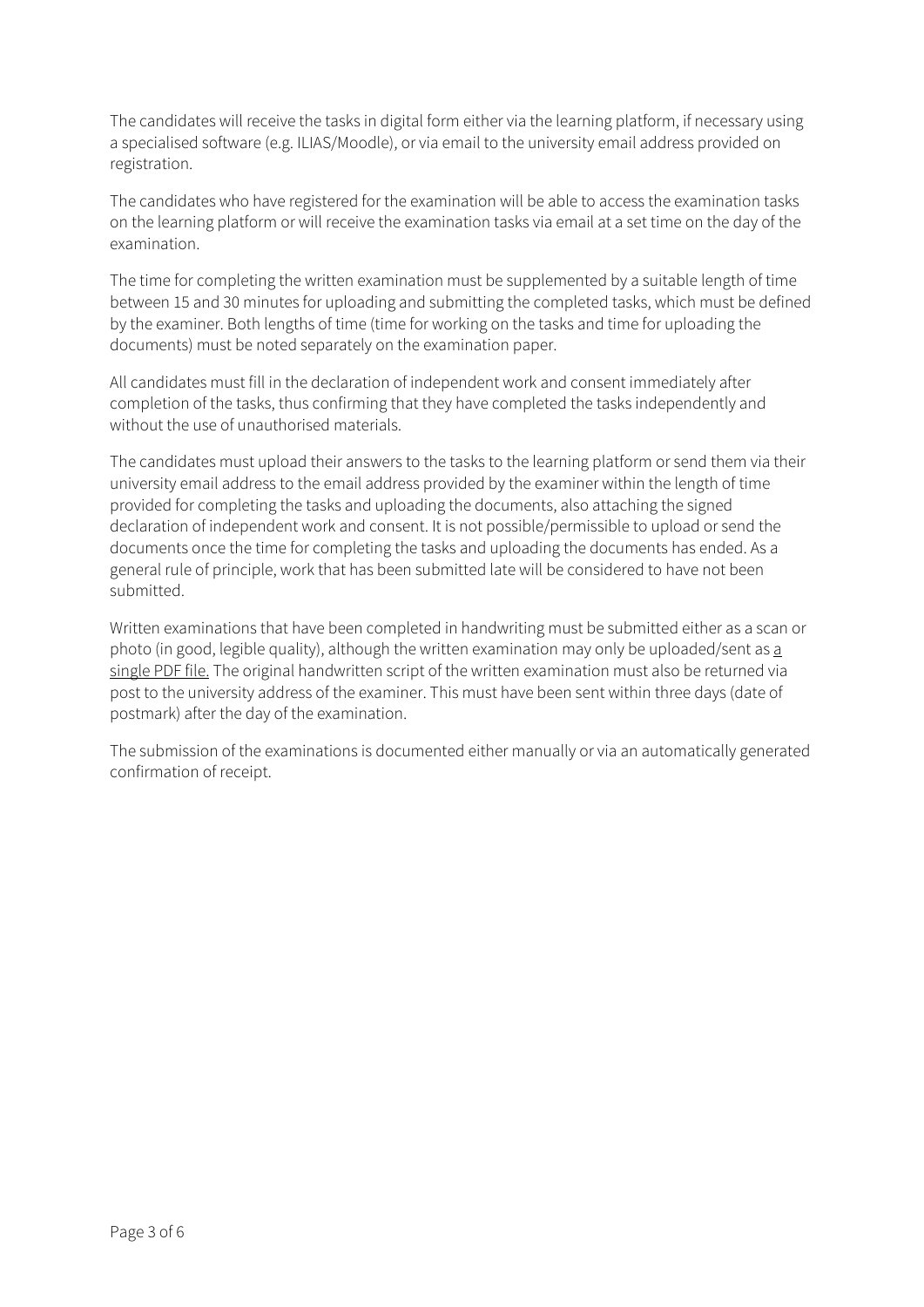The candidates will receive the tasks in digital form either via the learning platform, if necessary using a specialised software (e.g. ILIAS/Moodle), or via email to the university email address provided on registration.

The candidates who have registered for the examination will be able to access the examination tasks on the learning platform or will receive the examination tasks via email at a set time on the day of the examination.

The time for completing the written examination must be supplemented by a suitable length of time between 15 and 30 minutes for uploading and submitting the completed tasks, which must be defined by the examiner. Both lengths of time (time for working on the tasks and time for uploading the documents) must be noted separately on the examination paper.

All candidates must fill in the declaration of independent work and consent immediately after completion of the tasks, thus confirming that they have completed the tasks independently and without the use of unauthorised materials.

The candidates must upload their answers to the tasks to the learning platform or send them via their university email address to the email address provided by the examiner within the length of time provided for completing the tasks and uploading the documents, also attaching the signed declaration of independent work and consent. It is not possible/permissible to upload or send the documents once the time for completing the tasks and uploading the documents has ended. As a general rule of principle, work that has been submitted late will be considered to have not been submitted.

Written examinations that have been completed in handwriting must be submitted either as a scan or photo (in good, legible quality), although the written examination may only be uploaded/sent as <u>a single PDF file.</u> The original handwritten script of the written examination must also be returned via post to the university address of the examiner. This must have been sent within three days (date of postmark) after the day of the examination.

The submission of the examinations is documented either manually or via an automatically generated confirmation of receipt.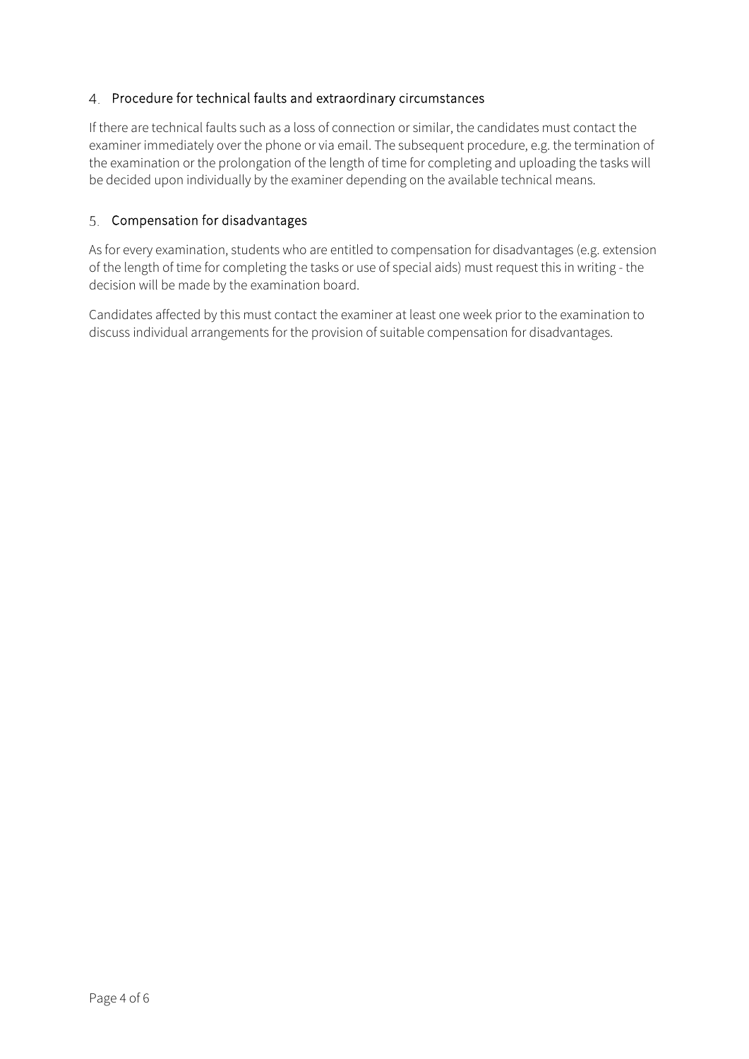## 4. Procedure for technical faults and extraordinary circumstances

If there are technical faults such as a loss of connection or similar, the candidates must contact the examiner immediately over the phone or via email. The subsequent procedure, e.g. the termination of the examination or the prolongation of the length of time for completing and uploading the tasks will be decided upon individually by the examiner depending on the available technical means.

## 5. Compensation for disadvantages

As for every examination, students who are entitled to compensation for disadvantages (e.g. extension of the length of time for completing the tasks or use of special aids) must request this in writing - the decision will be made by the examination board.

Candidates affected by this must contact the examiner at least one week prior to the examination to discuss individual arrangements for the provision of suitable compensation for disadvantages.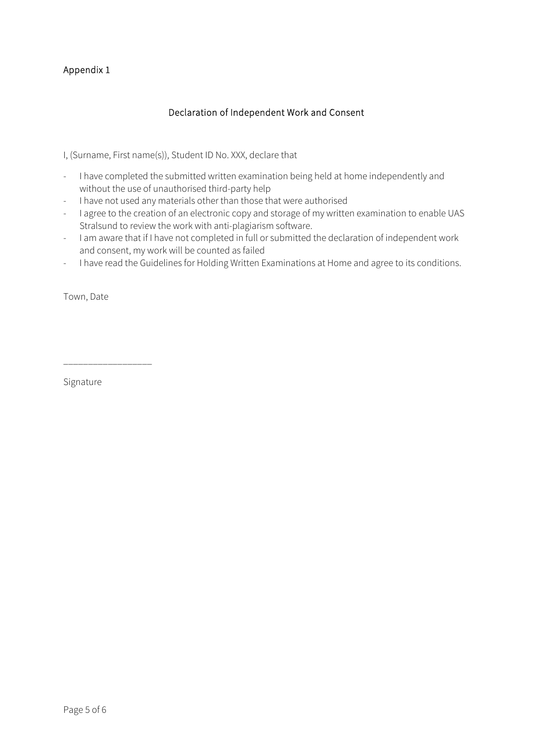Appendix 1

## Declaration of Independent Work and Consent

I, (Surname, First name(s)), Student ID No. XXX, declare that

- I have completed the submitted written examination being held at home independently and without the use of unauthorised third-party help
- I have not used any materials other than those that were authorised
- I agree to the creation of an electronic copy and storage of my written examination to enable UAS Stralsund to review the work with anti-plagiarism software.
- I am aware that if I have not completed in full or submitted the declaration of independent work and consent, my work will be counted as failed
- I have read the Guidelines for Holding Written Examinations at Home and agree to its conditions.

Town, Date

___________________

Signature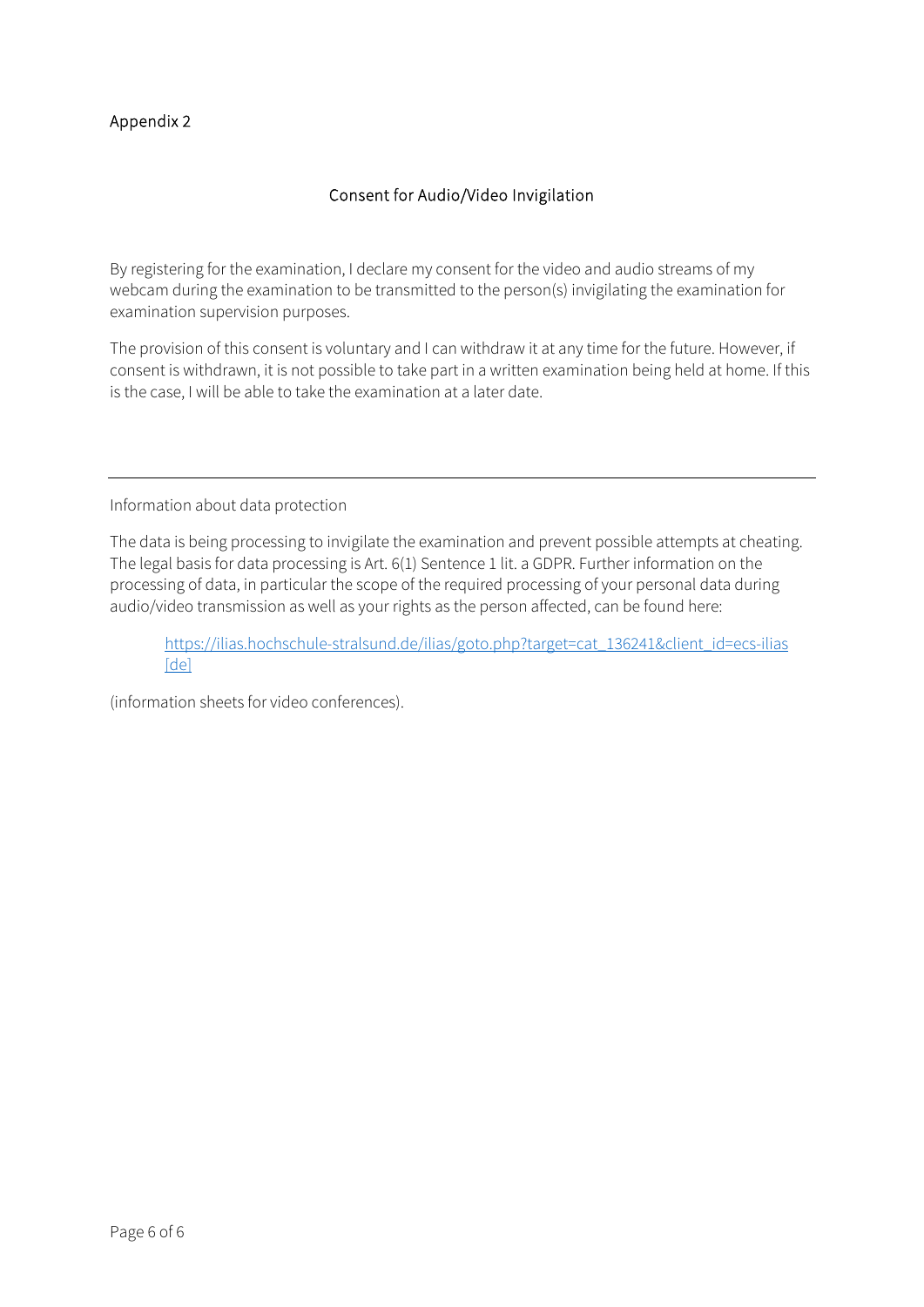Appendix 2

## Consent for Audio/Video Invigilation

By registering for the examination, I declare my consent for the video and audio streams of my webcam during the examination to be transmitted to the person(s) invigilating the examination for examination supervision purposes.

The provision of this consent is voluntary and I can withdraw it at any time for the future. However, if consent is withdrawn, it is not possible to take part in a written examination being held at home. If this is the case, I will be able to take the examination at a later date.

---

Information about data protection

The data is being processing to invigilate the examination and prevent possible attempts at cheating. The legal basis for data processing is Art. 6(1) Sentence 1 lit. a GDPR. Further information on the processing of data, in particular the scope of the required processing of your personal data during audio/video transmission as well as your rights as the person affected, can be found here:

> [https://ilias.hochschule-stralsund.de/ilias/goto.php?target=cat_136241&client_id=ecs-ilias [de]](https://ilias.hochschule-stralsund.de/ilias/goto.php?target=cat_136241&client_id=ecs-ilias)

(information sheets for video conferences).